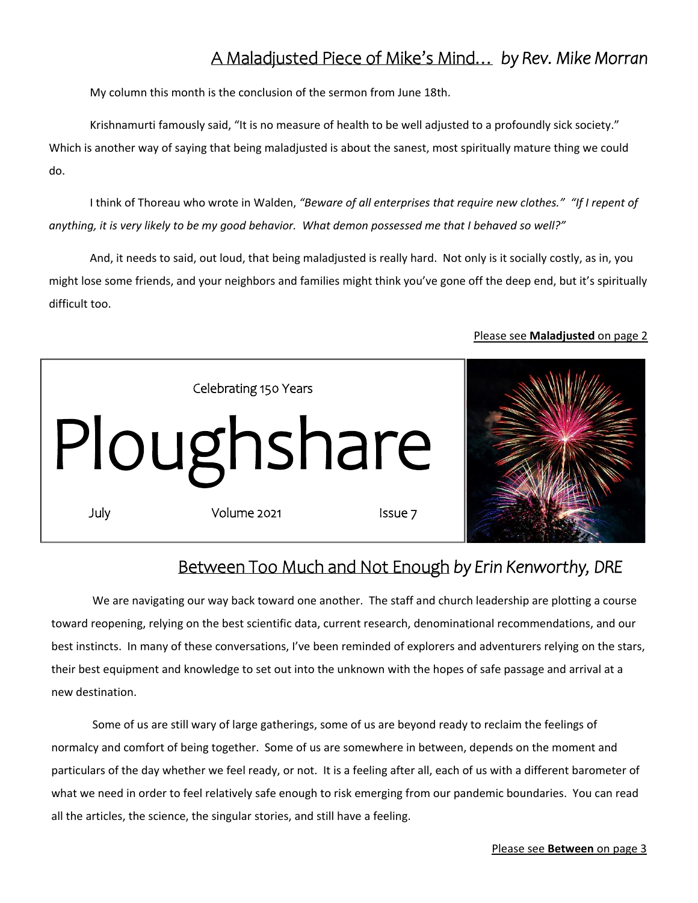## A Maladjusted Piece of Mike's Mind… *by Rev. Mike Morran*

My column this month is the conclusion of the sermon from June 18th.

Krishnamurti famously said, "It is no measure of health to be well adjusted to a profoundly sick society." Which is another way of saying that being maladjusted is about the sanest, most spiritually mature thing we could do.

I think of Thoreau who wrote in Walden, *"Beware of all enterprises that require new clothes." "If I repent of anything, it is very likely to be my good behavior. What demon possessed me that I behaved so well?"*

And, it needs to said, out loud, that being maladjusted is really hard. Not only is it socially costly, as in, you might lose some friends, and your neighbors and families might think you've gone off the deep end, but it's spiritually difficult too.

Please see **Maladjusted** on page 2

Celebrating 150 Years

# Ploughshare

July — Volume 2021 — Issue 7

## Between Too Much and Not Enough *by Erin Kenworthy, DRE*

We are navigating our way back toward one another. The staff and church leadership are plotting a course toward reopening, relying on the best scientific data, current research, denominational recommendations, and our best instincts. In many of these conversations, I've been reminded of explorers and adventurers relying on the stars, their best equipment and knowledge to set out into the unknown with the hopes of safe passage and arrival at a new destination.

Some of us are still wary of large gatherings, some of us are beyond ready to reclaim the feelings of normalcy and comfort of being together. Some of us are somewhere in between, depends on the moment and particulars of the day whether we feel ready, or not. It is a feeling after all, each of us with a different barometer of what we need in order to feel relatively safe enough to risk emerging from our pandemic boundaries. You can read all the articles, the science, the singular stories, and still have a feeling.

Please see **Between** on page 3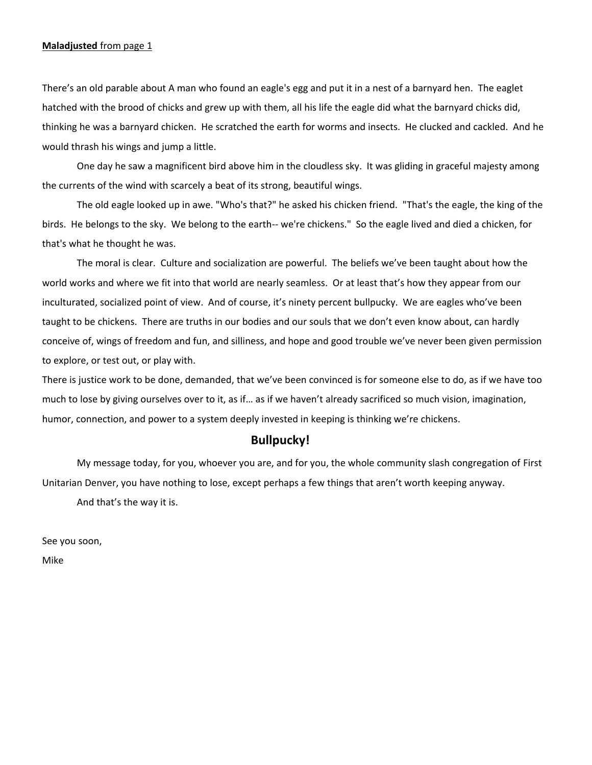**Maladjusted** from page 1

There's an old parable about A man who found an eagle's egg and put it in a nest of a barnyard hen. The eaglet hatched with the brood of chicks and grew up with them, all his life the eagle did what the barnyard chicks did, thinking he was a barnyard chicken. He scratched the earth for worms and insects. He clucked and cackled. And he would thrash his wings and jump a little.

One day he saw a magnificent bird above him in the cloudless sky. It was gliding in graceful majesty among the currents of the wind with scarcely a beat of its strong, beautiful wings.

The old eagle looked up in awe. "Who's that?" he asked his chicken friend. "That's the eagle, the king of the birds. He belongs to the sky. We belong to the earth-- we're chickens." So the eagle lived and died a chicken, for that's what he thought he was.

The moral is clear. Culture and socialization are powerful. The beliefs we've been taught about how the world works and where we fit into that world are nearly seamless. Or at least that's how they appear from our inculturated, socialized point of view. And of course, it's ninety percent bullpucky. We are eagles who've been taught to be chickens. There are truths in our bodies and our souls that we don't even know about, can hardly conceive of, wings of freedom and fun, and silliness, and hope and good trouble we've never been given permission to explore, or test out, or play with.

There is justice work to be done, demanded, that we've been convinced is for someone else to do, as if we have too much to lose by giving ourselves over to it, as if… as if we haven't already sacrificed so much vision, imagination, humor, connection, and power to a system deeply invested in keeping is thinking we're chickens.

**Bullpucky!**

My message today, for you, whoever you are, and for you, the whole community slash congregation of First Unitarian Denver, you have nothing to lose, except perhaps a few things that aren't worth keeping anyway.

And that's the way it is.

See you soon,

Mike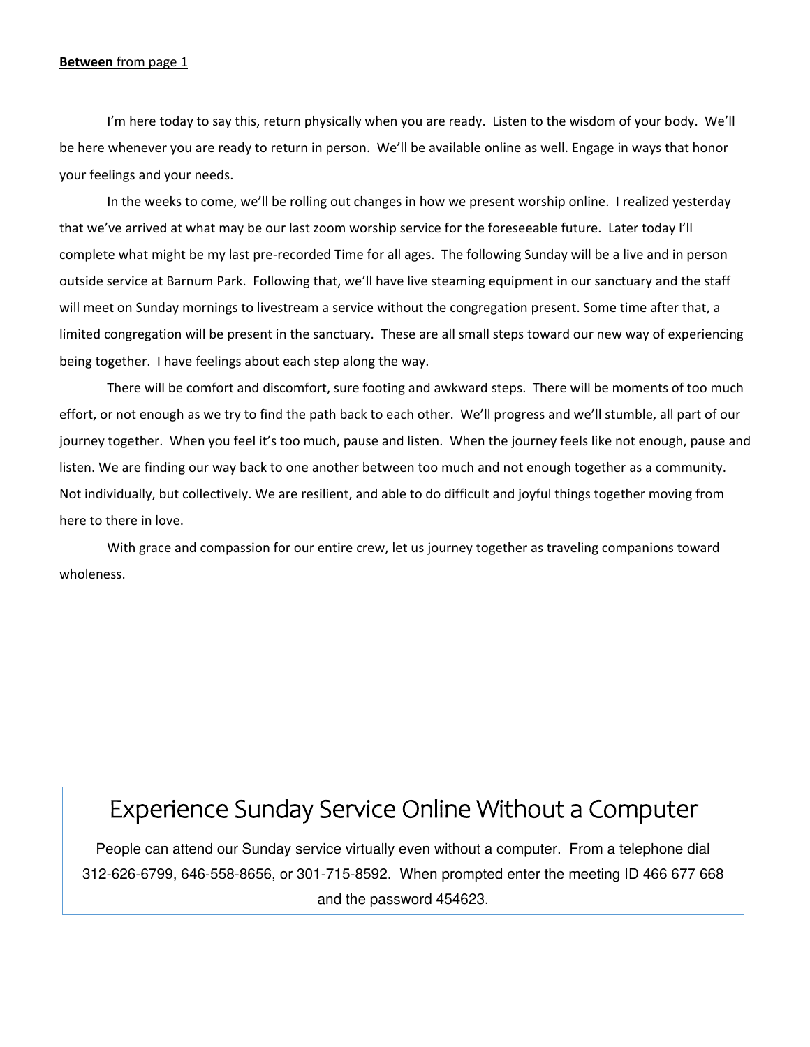**Between** from page 1

I'm here today to say this, return physically when you are ready. Listen to the wisdom of your body. We'll be here whenever you are ready to return in person. We'll be available online as well. Engage in ways that honor your feelings and your needs.

In the weeks to come, we'll be rolling out changes in how we present worship online. I realized yesterday that we've arrived at what may be our last zoom worship service for the foreseeable future. Later today I'll complete what might be my last pre-recorded Time for all ages. The following Sunday will be a live and in person outside service at Barnum Park. Following that, we'll have live steaming equipment in our sanctuary and the staff will meet on Sunday mornings to livestream a service without the congregation present. Some time after that, a limited congregation will be present in the sanctuary. These are all small steps toward our new way of experiencing being together. I have feelings about each step along the way.

There will be comfort and discomfort, sure footing and awkward steps. There will be moments of too much effort, or not enough as we try to find the path back to each other. We'll progress and we'll stumble, all part of our journey together. When you feel it's too much, pause and listen. When the journey feels like not enough, pause and listen. We are finding our way back to one another between too much and not enough together as a community. Not individually, but collectively. We are resilient, and able to do difficult and joyful things together moving from here to there in love.

With grace and compassion for our entire crew, let us journey together as traveling companions toward wholeness.

## Experience Sunday Service Online Without a Computer

People can attend our Sunday service virtually even without a computer. From a telephone dial 312-626-6799, 646-558-8656, or 301-715-8592. When prompted enter the meeting ID 466 677 668 and the password 454623.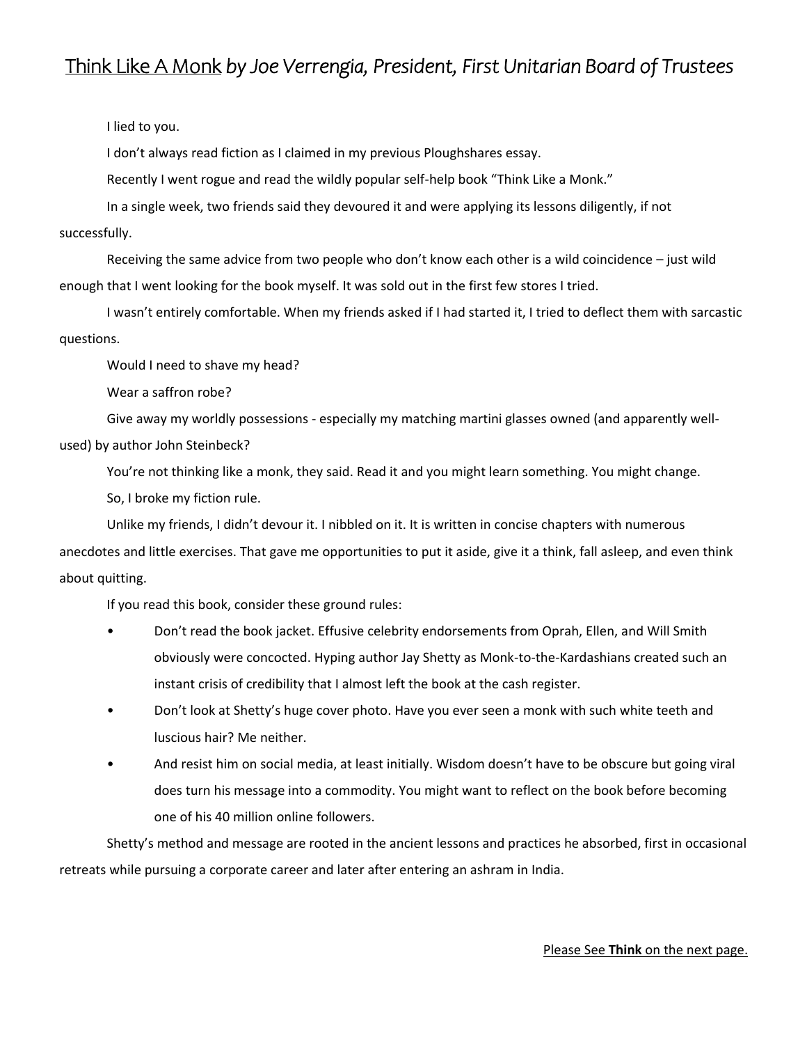# Think Like A Monk *by Joe Verrengia, President, First Unitarian Board of Trustees*

I lied to you.

I don't always read fiction as I claimed in my previous Ploughshares essay.

Recently I went rogue and read the wildly popular self-help book "Think Like a Monk."

In a single week, two friends said they devoured it and were applying its lessons diligently, if not successfully.

Receiving the same advice from two people who don't know each other is a wild coincidence – just wild enough that I went looking for the book myself. It was sold out in the first few stores I tried.

I wasn't entirely comfortable. When my friends asked if I had started it, I tried to deflect them with sarcastic questions.

Would I need to shave my head?

Wear a saffron robe?

Give away my worldly possessions - especially my matching martini glasses owned (and apparently well-used) by author John Steinbeck?

You're not thinking like a monk, they said. Read it and you might learn something. You might change.

So, I broke my fiction rule.

Unlike my friends, I didn't devour it. I nibbled on it. It is written in concise chapters with numerous anecdotes and little exercises. That gave me opportunities to put it aside, give it a think, fall asleep, and even think about quitting.

If you read this book, consider these ground rules:

- Don't read the book jacket. Effusive celebrity endorsements from Oprah, Ellen, and Will Smith obviously were concocted. Hyping author Jay Shetty as Monk-to-the-Kardashians created such an instant crisis of credibility that I almost left the book at the cash register.
- Don't look at Shetty's huge cover photo. Have you ever seen a monk with such white teeth and luscious hair? Me neither.
- And resist him on social media, at least initially. Wisdom doesn't have to be obscure but going viral does turn his message into a commodity. You might want to reflect on the book before becoming one of his 40 million online followers.

Shetty's method and message are rooted in the ancient lessons and practices he absorbed, first in occasional retreats while pursuing a corporate career and later after entering an ashram in India.

Please See **Think** on the next page.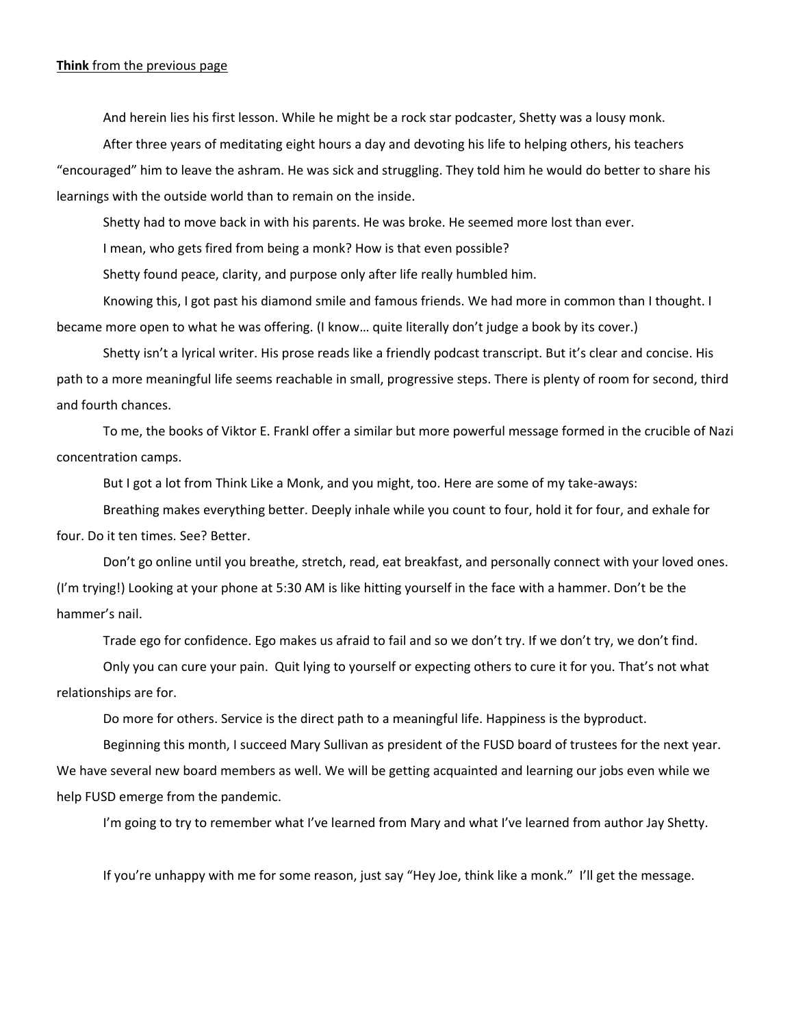**Think** from the previous page

And herein lies his first lesson. While he might be a rock star podcaster, Shetty was a lousy monk.

After three years of meditating eight hours a day and devoting his life to helping others, his teachers "encouraged" him to leave the ashram. He was sick and struggling. They told him he would do better to share his learnings with the outside world than to remain on the inside.

Shetty had to move back in with his parents. He was broke. He seemed more lost than ever.

I mean, who gets fired from being a monk? How is that even possible?

Shetty found peace, clarity, and purpose only after life really humbled him.

Knowing this, I got past his diamond smile and famous friends. We had more in common than I thought. I became more open to what he was offering. (I know… quite literally don't judge a book by its cover.)

Shetty isn't a lyrical writer. His prose reads like a friendly podcast transcript. But it's clear and concise. His path to a more meaningful life seems reachable in small, progressive steps. There is plenty of room for second, third and fourth chances.

To me, the books of Viktor E. Frankl offer a similar but more powerful message formed in the crucible of Nazi concentration camps.

But I got a lot from Think Like a Monk, and you might, too. Here are some of my take-aways:

Breathing makes everything better. Deeply inhale while you count to four, hold it for four, and exhale for four. Do it ten times. See? Better.

Don't go online until you breathe, stretch, read, eat breakfast, and personally connect with your loved ones. (I'm trying!) Looking at your phone at 5:30 AM is like hitting yourself in the face with a hammer. Don't be the hammer's nail.

Trade ego for confidence. Ego makes us afraid to fail and so we don't try. If we don't try, we don't find.

Only you can cure your pain. Quit lying to yourself or expecting others to cure it for you. That's not what relationships are for.

Do more for others. Service is the direct path to a meaningful life. Happiness is the byproduct.

Beginning this month, I succeed Mary Sullivan as president of the FUSD board of trustees for the next year. We have several new board members as well. We will be getting acquainted and learning our jobs even while we help FUSD emerge from the pandemic.

I'm going to try to remember what I've learned from Mary and what I've learned from author Jay Shetty.

If you're unhappy with me for some reason, just say "Hey Joe, think like a monk." I'll get the message.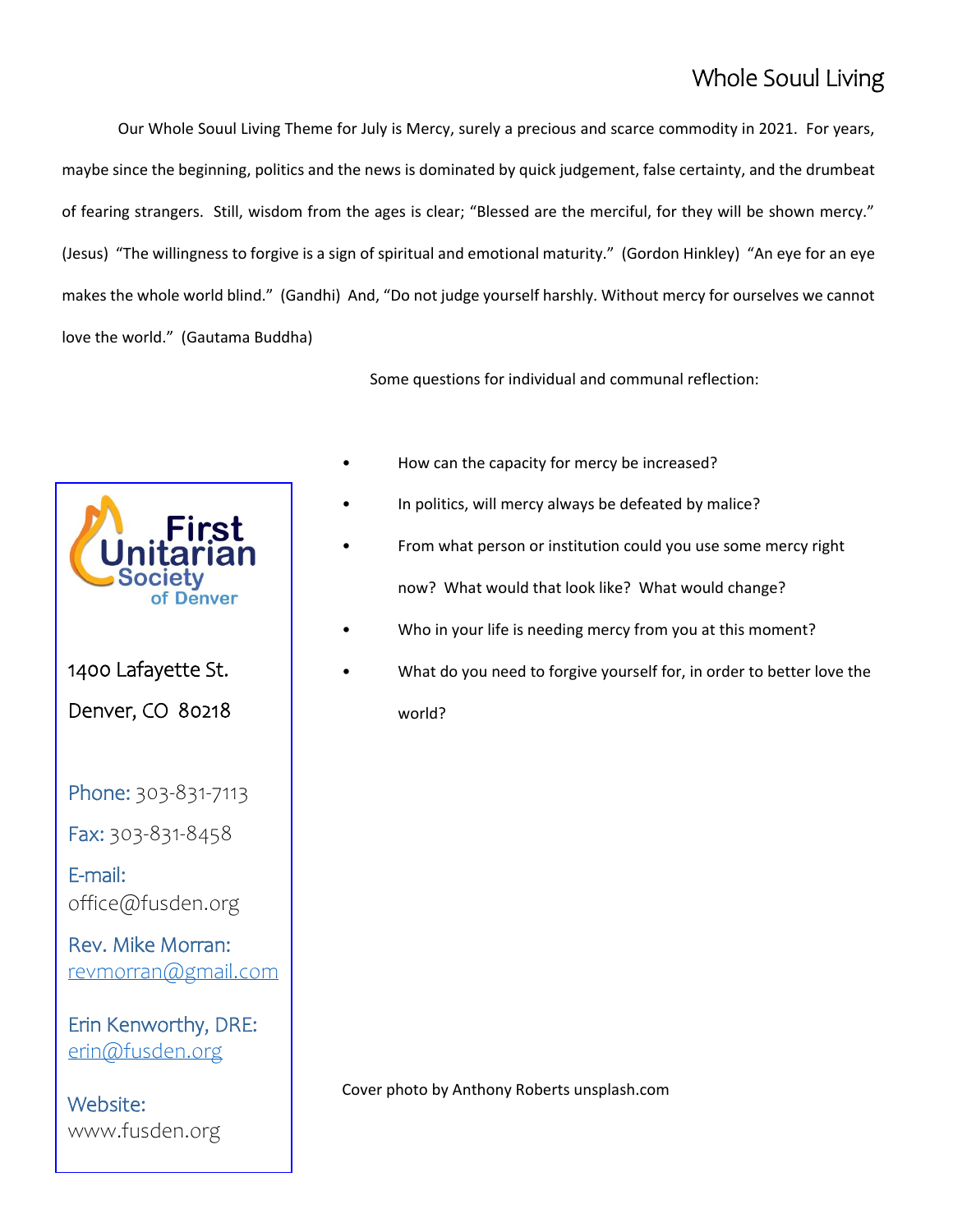# Whole Souul Living

Our Whole Souul Living Theme for July is Mercy, surely a precious and scarce commodity in 2021. For years, maybe since the beginning, politics and the news is dominated by quick judgement, false certainty, and the drumbeat of fearing strangers. Still, wisdom from the ages is clear; "Blessed are the merciful, for they will be shown mercy." (Jesus) "The willingness to forgive is a sign of spiritual and emotional maturity." (Gordon Hinkley) "An eye for an eye makes the whole world blind." (Gandhi) And, "Do not judge yourself harshly. Without mercy for ourselves we cannot love the world." (Gautama Buddha)

Some questions for individual and communal reflection:

- How can the capacity for mercy be increased?
- In politics, will mercy always be defeated by malice?
- From what person or institution could you use some mercy right now? What would that look like? What would change?
- Who in your life is needing mercy from you at this moment?
- What do you need to forgive yourself for, in order to better love the world?

Cover photo by Anthony Roberts unsplash.com

**First Unitarian Society of Denver**

1400 Lafayette St.

Denver, CO 80218

Phone: 303-831-7113

Fax: 303-831-8458

E-mail: office@fusden.org

Rev. Mike Morran: revmorran@gmail.com

Erin Kenworthy, DRE: erin@fusden.org

Website: www.fusden.org